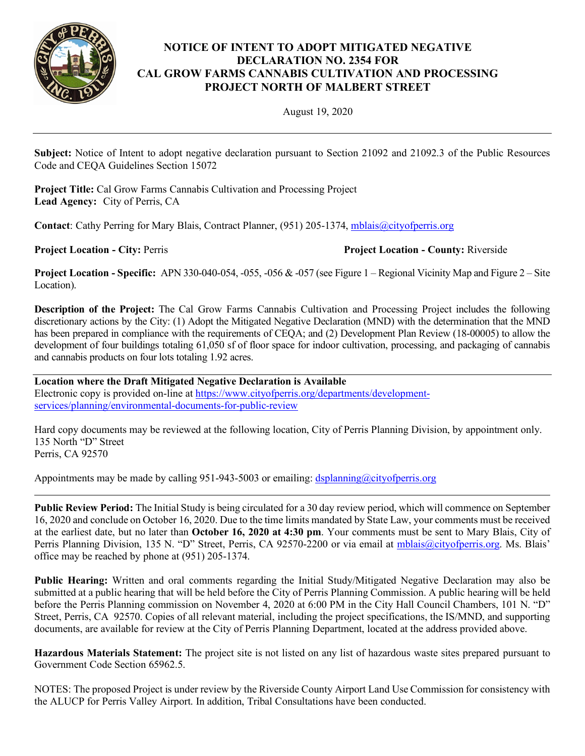# NOTICE OF INTENT TO ADOPT MITIGATED NEGATIVE DECLARATION NO. 2354 FOR CAL GROW FARMS CANNABIS CULTIVATION AND PROCESSING PROJECT NORTH OF MALBERT STREET

August 19, 2020

---

**Subject:** Notice of Intent to adopt negative declaration pursuant to Section 21092 and 21092.3 of the Public Resources Code and CEQA Guidelines Section 15072

**Project Title:** Cal Grow Farms Cannabis Cultivation and Processing Project
**Lead Agency:** City of Perris, CA

**Contact**: Cathy Perring for Mary Blais, Contract Planner, (951) 205-1374, mblais@cityofperris.org

**Project Location - City:** Perris **Project Location - County:** Riverside

**Project Location - Specific:** APN 330-040-054, -055, -056 & -057 (see Figure 1 – Regional Vicinity Map and Figure 2 – Site Location).

**Description of the Project:** The Cal Grow Farms Cannabis Cultivation and Processing Project includes the following discretionary actions by the City: (1) Adopt the Mitigated Negative Declaration (MND) with the determination that the MND has been prepared in compliance with the requirements of CEQA; and (2) Development Plan Review (18-00005) to allow the development of four buildings totaling 61,050 sf of floor space for indoor cultivation, processing, and packaging of cannabis and cannabis products on four lots totaling 1.92 acres.

---

**Location where the Draft Mitigated Negative Declaration is Available**
Electronic copy is provided on-line at https://www.cityofperris.org/departments/development-services/planning/environmental-documents-for-public-review

Hard copy documents may be reviewed at the following location, City of Perris Planning Division, by appointment only.
135 North "D" Street
Perris, CA 92570

Appointments may be made by calling 951-943-5003 or emailing: dsplanning@cityofperris.org

---

**Public Review Period:** The Initial Study is being circulated for a 30 day review period, which will commence on September 16, 2020 and conclude on October 16, 2020. Due to the time limits mandated by State Law, your comments must be received at the earliest date, but no later than **October 16, 2020 at 4:30 pm**. Your comments must be sent to Mary Blais, City of Perris Planning Division, 135 N. "D" Street, Perris, CA 92570-2200 or via email at mblais@cityofperris.org. Ms. Blais' office may be reached by phone at (951) 205-1374.

**Public Hearing:** Written and oral comments regarding the Initial Study/Mitigated Negative Declaration may also be submitted at a public hearing that will be held before the City of Perris Planning Commission. A public hearing will be held before the Perris Planning commission on November 4, 2020 at 6:00 PM in the City Hall Council Chambers, 101 N. "D" Street, Perris, CA 92570. Copies of all relevant material, including the project specifications, the IS/MND, and supporting documents, are available for review at the City of Perris Planning Department, located at the address provided above.

**Hazardous Materials Statement:** The project site is not listed on any list of hazardous waste sites prepared pursuant to Government Code Section 65962.5.

NOTES: The proposed Project is under review by the Riverside County Airport Land Use Commission for consistency with the ALUCP for Perris Valley Airport. In addition, Tribal Consultations have been conducted.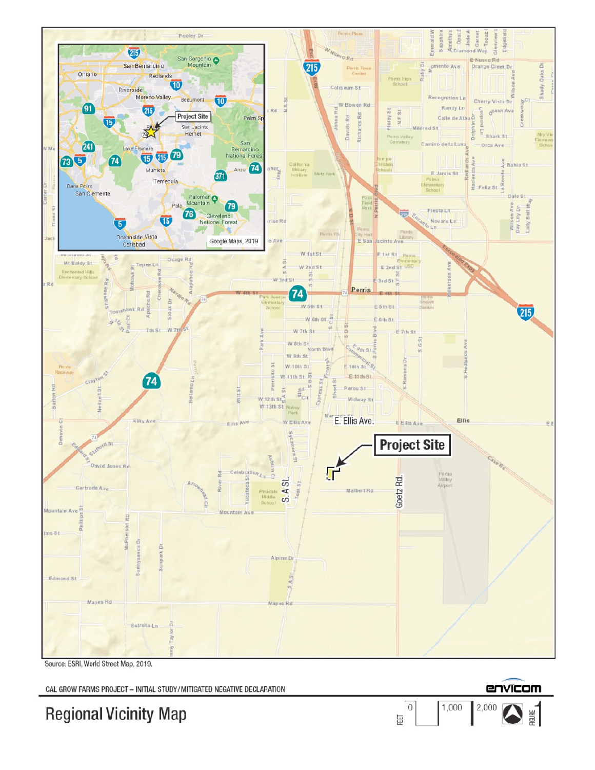Source: ESRI, World Street Map, 2019.

CAL GROW FARMS PROJECT – INITIAL STUDY/MITIGATED NEGATIVE DECLARATION

# Regional Vicinity Map

FIGURE 1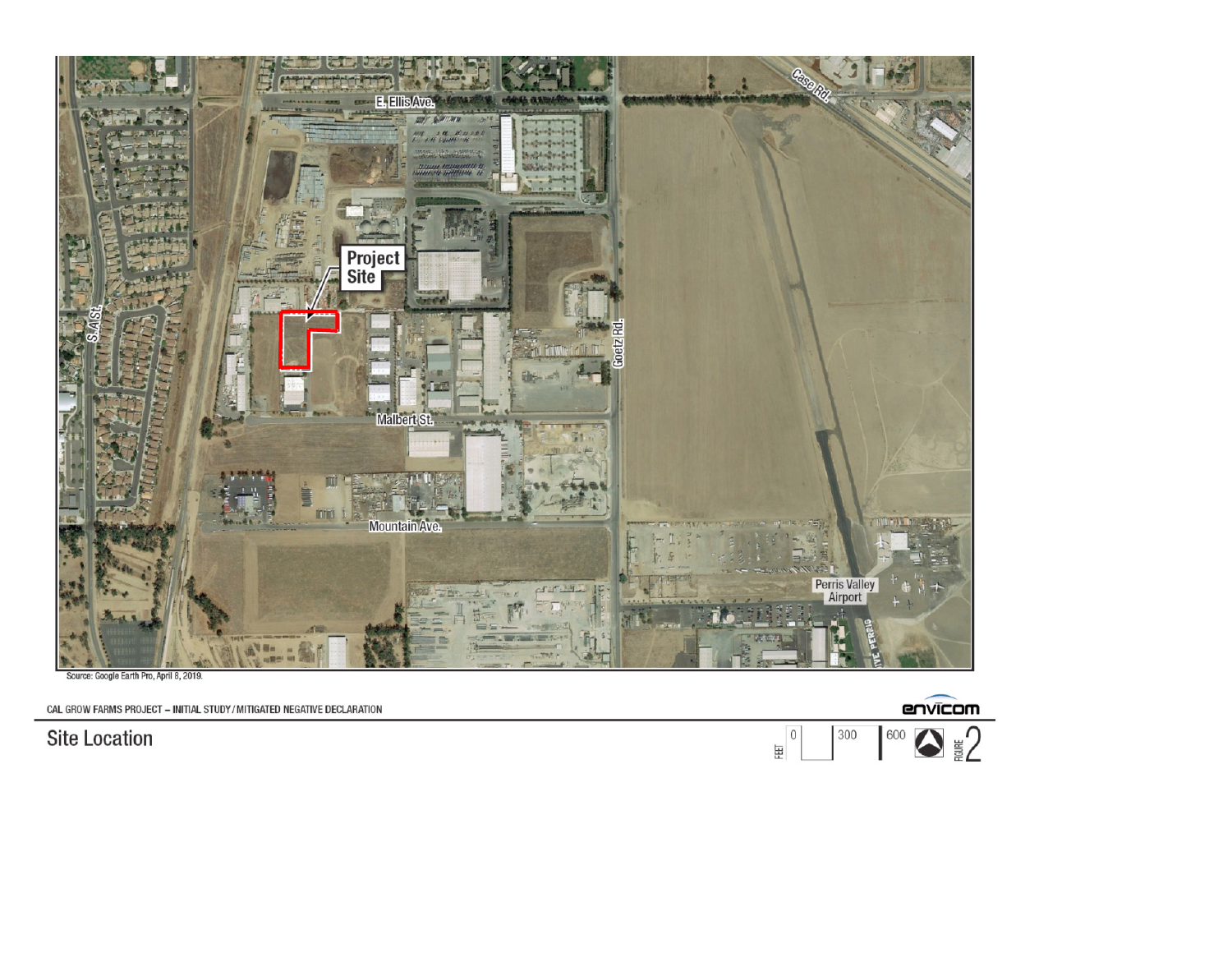E. Ellis Ave.

Case Rd.

Project Site

S. A St.

Goetz Rd.

Malbert St.

Mountain Ave.

Perris Valley Airport

Source: Google Earth Pro, April 8, 2019.

CAL GROW FARMS PROJECT – INITIAL STUDY / MITIGATED NEGATIVE DECLARATION

envicom

## Site Location

FEET 0 300 600

FIGURE 2